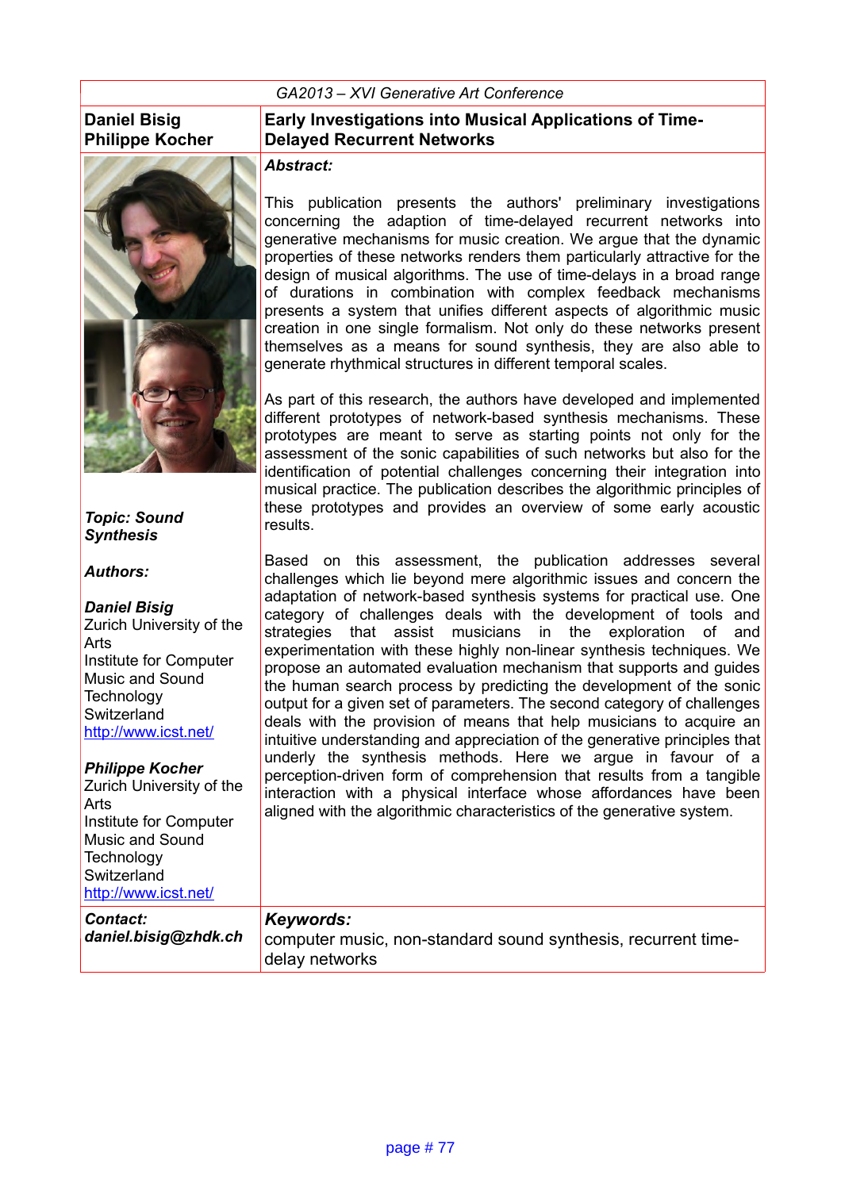GA2013 – XVI Generative Art Conference

**Daniel Bisig**
**Philippe Kocher**

# Early Investigations into Musical Applications of Time-Delayed Recurrent Networks

***Topic: Sound Synthesis***

***Authors:***

***Daniel Bisig***
Zurich University of the Arts
Institute for Computer Music and Sound Technology
Switzerland
http://www.icst.net/

***Philippe Kocher***
Zurich University of the Arts
Institute for Computer Music and Sound Technology
Switzerland
http://www.icst.net/

***Abstract:***

This publication presents the authors' preliminary investigations concerning the adaption of time-delayed recurrent networks into generative mechanisms for music creation. We argue that the dynamic properties of these networks renders them particularly attractive for the design of musical algorithms. The use of time-delays in a broad range of durations in combination with complex feedback mechanisms presents a system that unifies different aspects of algorithmic music creation in one single formalism. Not only do these networks present themselves as a means for sound synthesis, they are also able to generate rhythmical structures in different temporal scales.

As part of this research, the authors have developed and implemented different prototypes of network-based synthesis mechanisms. These prototypes are meant to serve as starting points not only for the assessment of the sonic capabilities of such networks but also for the identification of potential challenges concerning their integration into musical practice. The publication describes the algorithmic principles of these prototypes and provides an overview of some early acoustic results.

Based on this assessment, the publication addresses several challenges which lie beyond mere algorithmic issues and concern the adaptation of network-based synthesis systems for practical use. One category of challenges deals with the development of tools and strategies that assist musicians in the exploration of and experimentation with these highly non-linear synthesis techniques. We propose an automated evaluation mechanism that supports and guides the human search process by predicting the development of the sonic output for a given set of parameters. The second category of challenges deals with the provision of means that help musicians to acquire an intuitive understanding and appreciation of the generative principles that underly the synthesis methods. Here we argue in favour of a perception-driven form of comprehension that results from a tangible interaction with a physical interface whose affordances have been aligned with the algorithmic characteristics of the generative system.

***Contact:***
***daniel.bisig@zhdk.ch***

***Keywords:***
computer music, non-standard sound synthesis, recurrent time-delay networks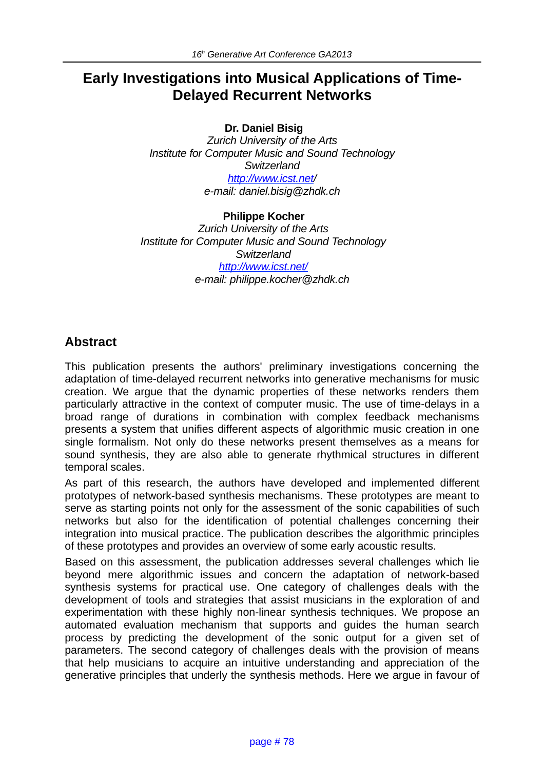# Early Investigations into Musical Applications of Time-Delayed Recurrent Networks

**Dr. Daniel Bisig**

*Zurich University of the Arts*
*Institute for Computer Music and Sound Technology*
*Switzerland*
*http://www.icst.net/*
*e-mail: daniel.bisig@zhdk.ch*

**Philippe Kocher**

*Zurich University of the Arts*
*Institute for Computer Music and Sound Technology*
*Switzerland*
*http://www.icst.net/*
*e-mail: philippe.kocher@zhdk.ch*

## Abstract

This publication presents the authors' preliminary investigations concerning the adaptation of time-delayed recurrent networks into generative mechanisms for music creation. We argue that the dynamic properties of these networks renders them particularly attractive in the context of computer music. The use of time-delays in a broad range of durations in combination with complex feedback mechanisms presents a system that unifies different aspects of algorithmic music creation in one single formalism. Not only do these networks present themselves as a means for sound synthesis, they are also able to generate rhythmical structures in different temporal scales.

As part of this research, the authors have developed and implemented different prototypes of network-based synthesis mechanisms. These prototypes are meant to serve as starting points not only for the assessment of the sonic capabilities of such networks but also for the identification of potential challenges concerning their integration into musical practice. The publication describes the algorithmic principles of these prototypes and provides an overview of some early acoustic results.

Based on this assessment, the publication addresses several challenges which lie beyond mere algorithmic issues and concern the adaptation of network-based synthesis systems for practical use. One category of challenges deals with the development of tools and strategies that assist musicians in the exploration of and experimentation with these highly non-linear synthesis techniques. We propose an automated evaluation mechanism that supports and guides the human search process by predicting the development of the sonic output for a given set of parameters. The second category of challenges deals with the provision of means that help musicians to acquire an intuitive understanding and appreciation of the generative principles that underly the synthesis methods. Here we argue in favour of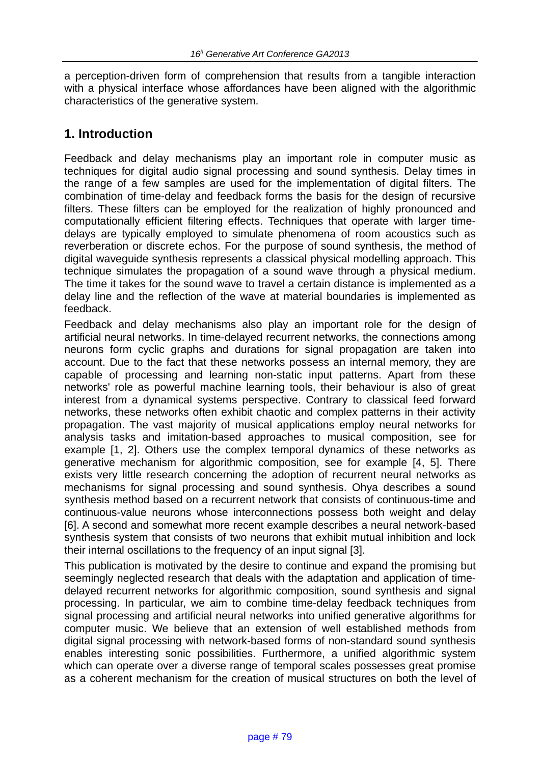a perception-driven form of comprehension that results from a tangible interaction with a physical interface whose affordances have been aligned with the algorithmic characteristics of the generative system.

## 1. Introduction

Feedback and delay mechanisms play an important role in computer music as techniques for digital audio signal processing and sound synthesis. Delay times in the range of a few samples are used for the implementation of digital filters. The combination of time-delay and feedback forms the basis for the design of recursive filters. These filters can be employed for the realization of highly pronounced and computationally efficient filtering effects. Techniques that operate with larger time-delays are typically employed to simulate phenomena of room acoustics such as reverberation or discrete echos. For the purpose of sound synthesis, the method of digital waveguide synthesis represents a classical physical modelling approach. This technique simulates the propagation of a sound wave through a physical medium. The time it takes for the sound wave to travel a certain distance is implemented as a delay line and the reflection of the wave at material boundaries is implemented as feedback.

Feedback and delay mechanisms also play an important role for the design of artificial neural networks. In time-delayed recurrent networks, the connections among neurons form cyclic graphs and durations for signal propagation are taken into account. Due to the fact that these networks possess an internal memory, they are capable of processing and learning non-static input patterns. Apart from these networks' role as powerful machine learning tools, their behaviour is also of great interest from a dynamical systems perspective. Contrary to classical feed forward networks, these networks often exhibit chaotic and complex patterns in their activity propagation. The vast majority of musical applications employ neural networks for analysis tasks and imitation-based approaches to musical composition, see for example [1, 2]. Others use the complex temporal dynamics of these networks as generative mechanism for algorithmic composition, see for example [4, 5]. There exists very little research concerning the adoption of recurrent neural networks as mechanisms for signal processing and sound synthesis. Ohya describes a sound synthesis method based on a recurrent network that consists of continuous-time and continuous-value neurons whose interconnections possess both weight and delay [6]. A second and somewhat more recent example describes a neural network-based synthesis system that consists of two neurons that exhibit mutual inhibition and lock their internal oscillations to the frequency of an input signal [3].

This publication is motivated by the desire to continue and expand the promising but seemingly neglected research that deals with the adaptation and application of time-delayed recurrent networks for algorithmic composition, sound synthesis and signal processing. In particular, we aim to combine time-delay feedback techniques from signal processing and artificial neural networks into unified generative algorithms for computer music. We believe that an extension of well established methods from digital signal processing with network-based forms of non-standard sound synthesis enables interesting sonic possibilities. Furthermore, a unified algorithmic system which can operate over a diverse range of temporal scales possesses great promise as a coherent mechanism for the creation of musical structures on both the level of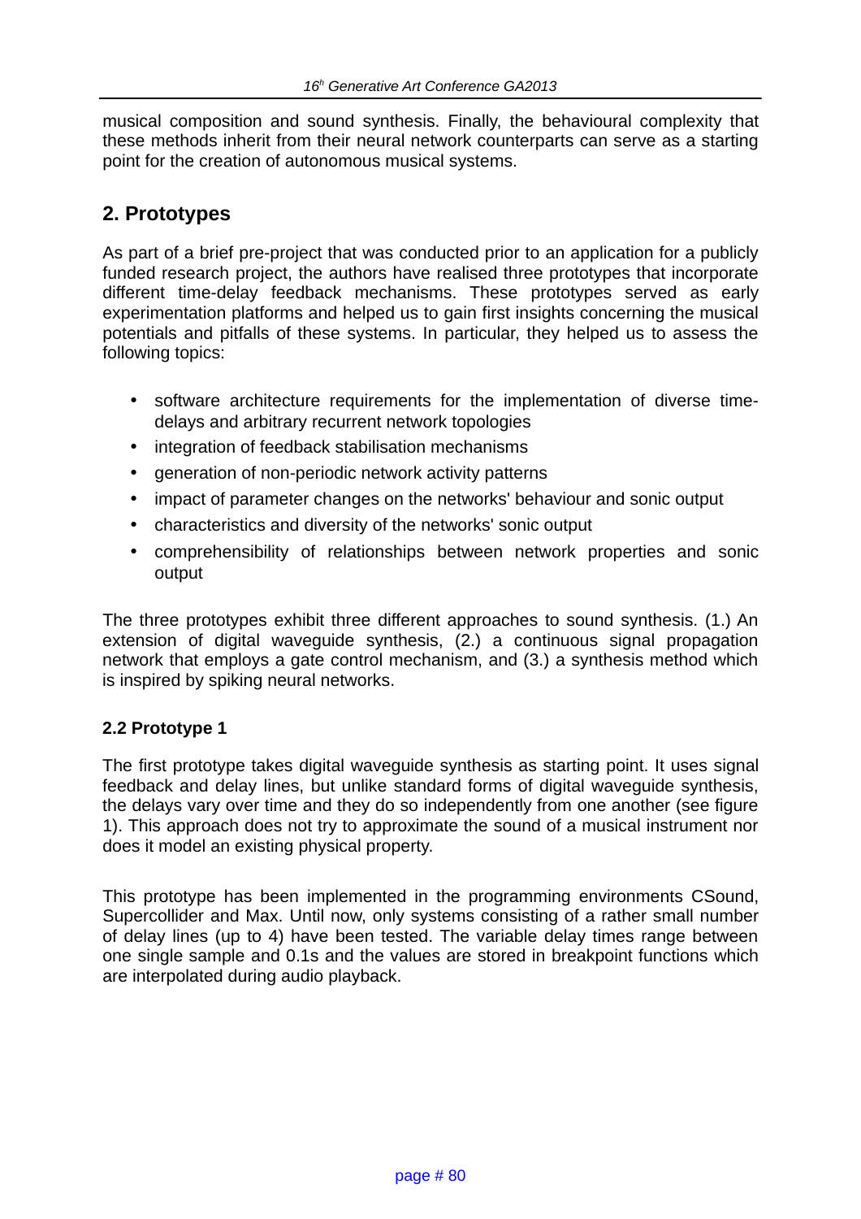musical composition and sound synthesis. Finally, the behavioural complexity that these methods inherit from their neural network counterparts can serve as a starting point for the creation of autonomous musical systems.

## 2. Prototypes

As part of a brief pre-project that was conducted prior to an application for a publicly funded research project, the authors have realised three prototypes that incorporate different time-delay feedback mechanisms. These prototypes served as early experimentation platforms and helped us to gain first insights concerning the musical potentials and pitfalls of these systems. In particular, they helped us to assess the following topics:

- software architecture requirements for the implementation of diverse time-delays and arbitrary recurrent network topologies
- integration of feedback stabilisation mechanisms
- generation of non-periodic network activity patterns
- impact of parameter changes on the networks' behaviour and sonic output
- characteristics and diversity of the networks' sonic output
- comprehensibility of relationships between network properties and sonic output

The three prototypes exhibit three different approaches to sound synthesis. (1.) An extension of digital waveguide synthesis, (2.) a continuous signal propagation network that employs a gate control mechanism, and (3.) a synthesis method which is inspired by spiking neural networks.

### 2.2 Prototype 1

The first prototype takes digital waveguide synthesis as starting point. It uses signal feedback and delay lines, but unlike standard forms of digital waveguide synthesis, the delays vary over time and they do so independently from one another (see figure 1). This approach does not try to approximate the sound of a musical instrument nor does it model an existing physical property.

This prototype has been implemented in the programming environments CSound, Supercollider and Max. Until now, only systems consisting of a rather small number of delay lines (up to 4) have been tested. The variable delay times range between one single sample and 0.1s and the values are stored in breakpoint functions which are interpolated during audio playback.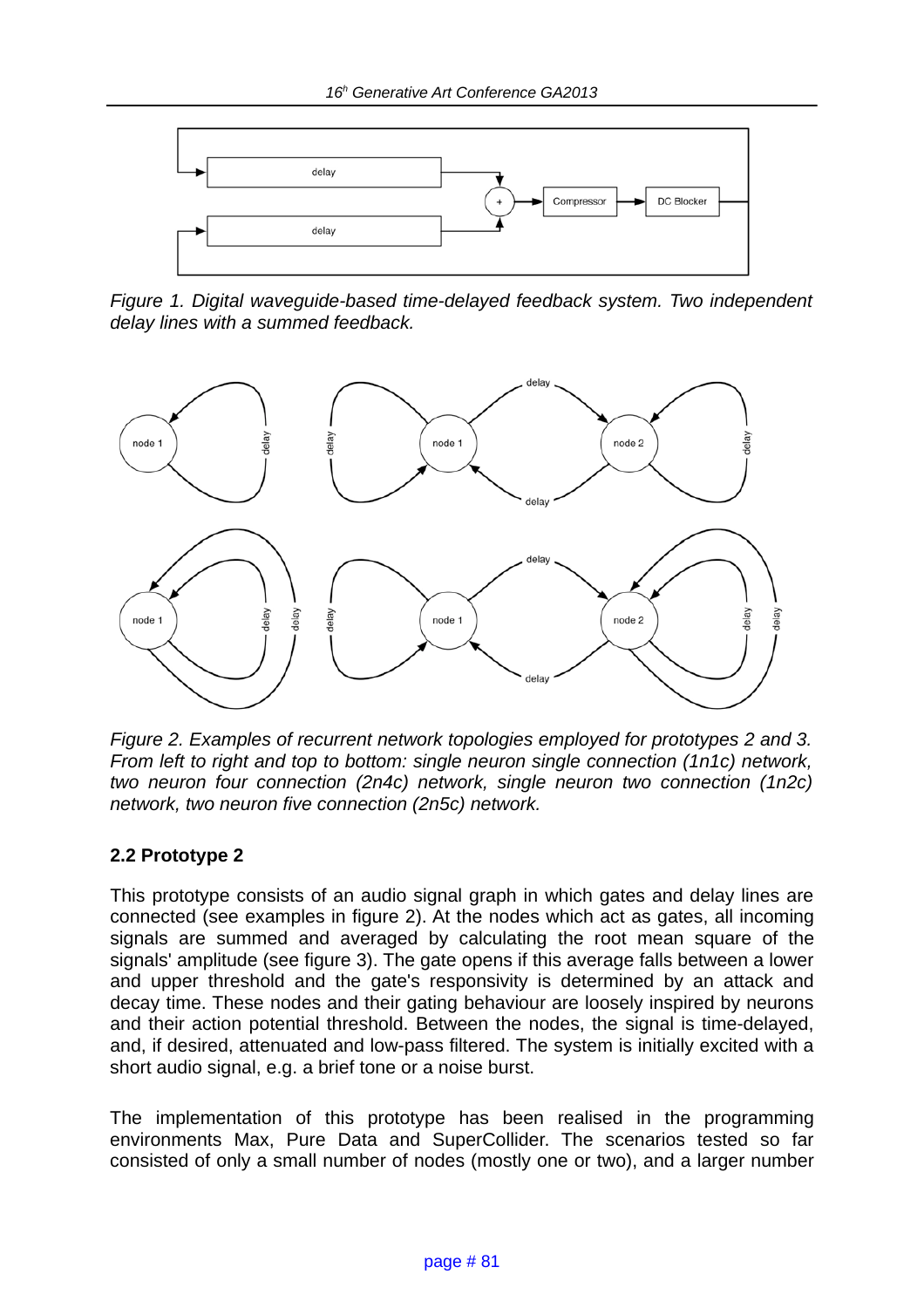*Figure 1. Digital waveguide-based time-delayed feedback system. Two independent delay lines with a summed feedback.*

*Figure 2. Examples of recurrent network topologies employed for prototypes 2 and 3. From left to right and top to bottom: single neuron single connection (1n1c) network, two neuron four connection (2n4c) network, single neuron two connection (1n2c) network, two neuron five connection (2n5c) network.*

### 2.2 Prototype 2

This prototype consists of an audio signal graph in which gates and delay lines are connected (see examples in figure 2). At the nodes which act as gates, all incoming signals are summed and averaged by calculating the root mean square of the signals' amplitude (see figure 3). The gate opens if this average falls between a lower and upper threshold and the gate's responsivity is determined by an attack and decay time. These nodes and their gating behaviour are loosely inspired by neurons and their action potential threshold. Between the nodes, the signal is time-delayed, and, if desired, attenuated and low-pass filtered. The system is initially excited with a short audio signal, e.g. a brief tone or a noise burst.

The implementation of this prototype has been realised in the programming environments Max, Pure Data and SuperCollider. The scenarios tested so far consisted of only a small number of nodes (mostly one or two), and a larger number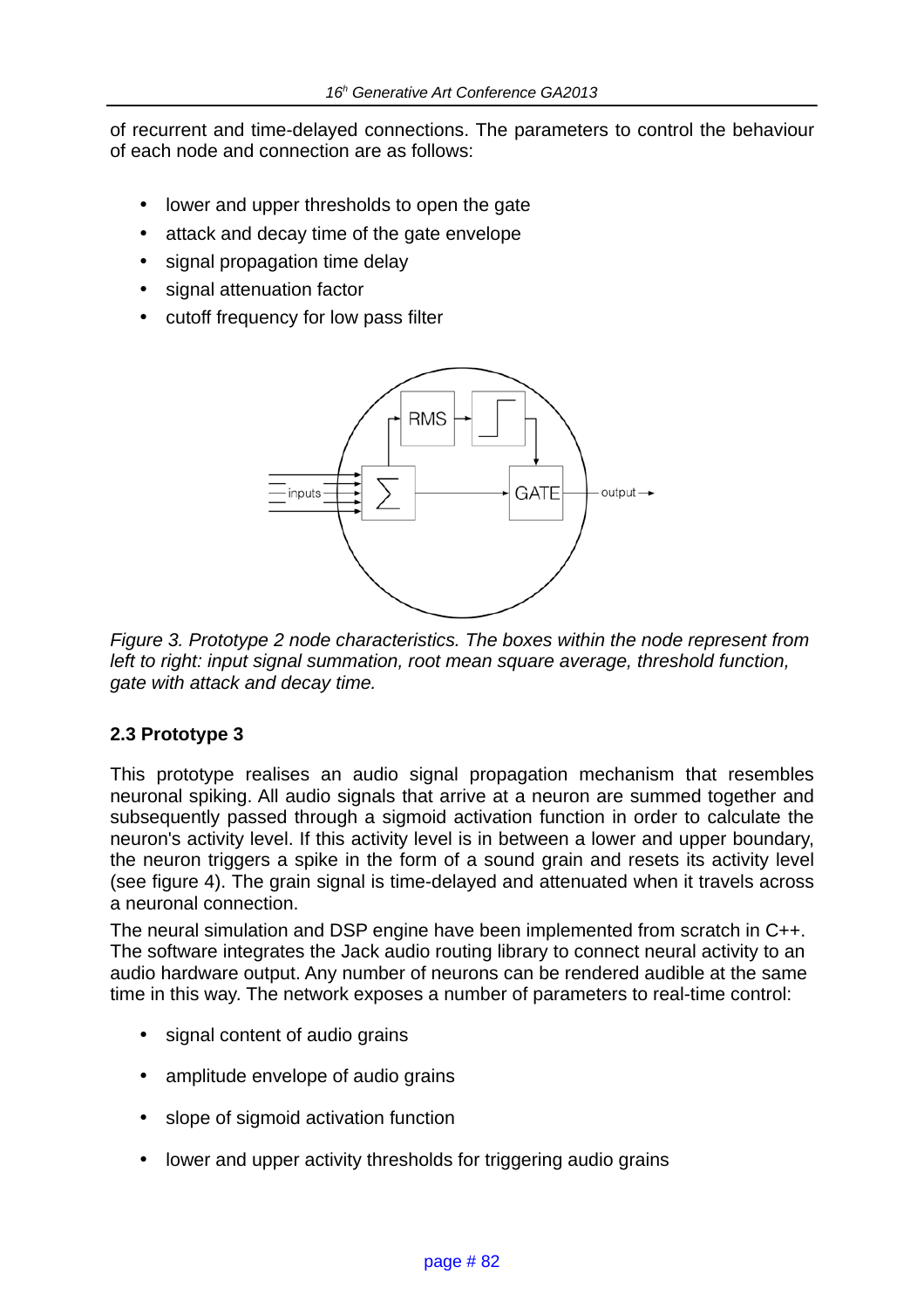of recurrent and time-delayed connections. The parameters to control the behaviour of each node and connection are as follows:

- lower and upper thresholds to open the gate
- attack and decay time of the gate envelope
- signal propagation time delay
- signal attenuation factor
- cutoff frequency for low pass filter

*Figure 3. Prototype 2 node characteristics. The boxes within the node represent from left to right: input signal summation, root mean square average, threshold function, gate with attack and decay time.*

### 2.3 Prototype 3

This prototype realises an audio signal propagation mechanism that resembles neuronal spiking. All audio signals that arrive at a neuron are summed together and subsequently passed through a sigmoid activation function in order to calculate the neuron's activity level. If this activity level is in between a lower and upper boundary, the neuron triggers a spike in the form of a sound grain and resets its activity level (see figure 4). The grain signal is time-delayed and attenuated when it travels across a neuronal connection.

The neural simulation and DSP engine have been implemented from scratch in C++. The software integrates the Jack audio routing library to connect neural activity to an audio hardware output. Any number of neurons can be rendered audible at the same time in this way. The network exposes a number of parameters to real-time control:

- signal content of audio grains
- amplitude envelope of audio grains
- slope of sigmoid activation function
- lower and upper activity thresholds for triggering audio grains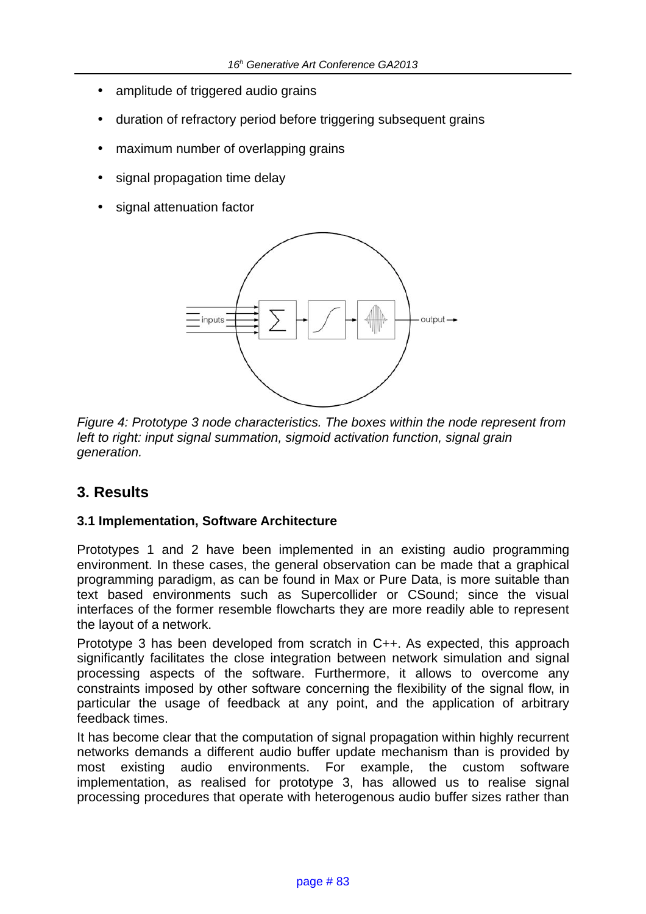- amplitude of triggered audio grains
- duration of refractory period before triggering subsequent grains
- maximum number of overlapping grains
- signal propagation time delay
- signal attenuation factor

*Figure 4: Prototype 3 node characteristics. The boxes within the node represent from left to right: input signal summation, sigmoid activation function, signal grain generation.*

## 3. Results

### 3.1 Implementation, Software Architecture

Prototypes 1 and 2 have been implemented in an existing audio programming environment. In these cases, the general observation can be made that a graphical programming paradigm, as can be found in Max or Pure Data, is more suitable than text based environments such as Supercollider or CSound; since the visual interfaces of the former resemble flowcharts they are more readily able to represent the layout of a network.

Prototype 3 has been developed from scratch in C++. As expected, this approach significantly facilitates the close integration between network simulation and signal processing aspects of the software. Furthermore, it allows to overcome any constraints imposed by other software concerning the flexibility of the signal flow, in particular the usage of feedback at any point, and the application of arbitrary feedback times.

It has become clear that the computation of signal propagation within highly recurrent networks demands a different audio buffer update mechanism than is provided by most existing audio environments. For example, the custom software implementation, as realised for prototype 3, has allowed us to realise signal processing procedures that operate with heterogenous audio buffer sizes rather than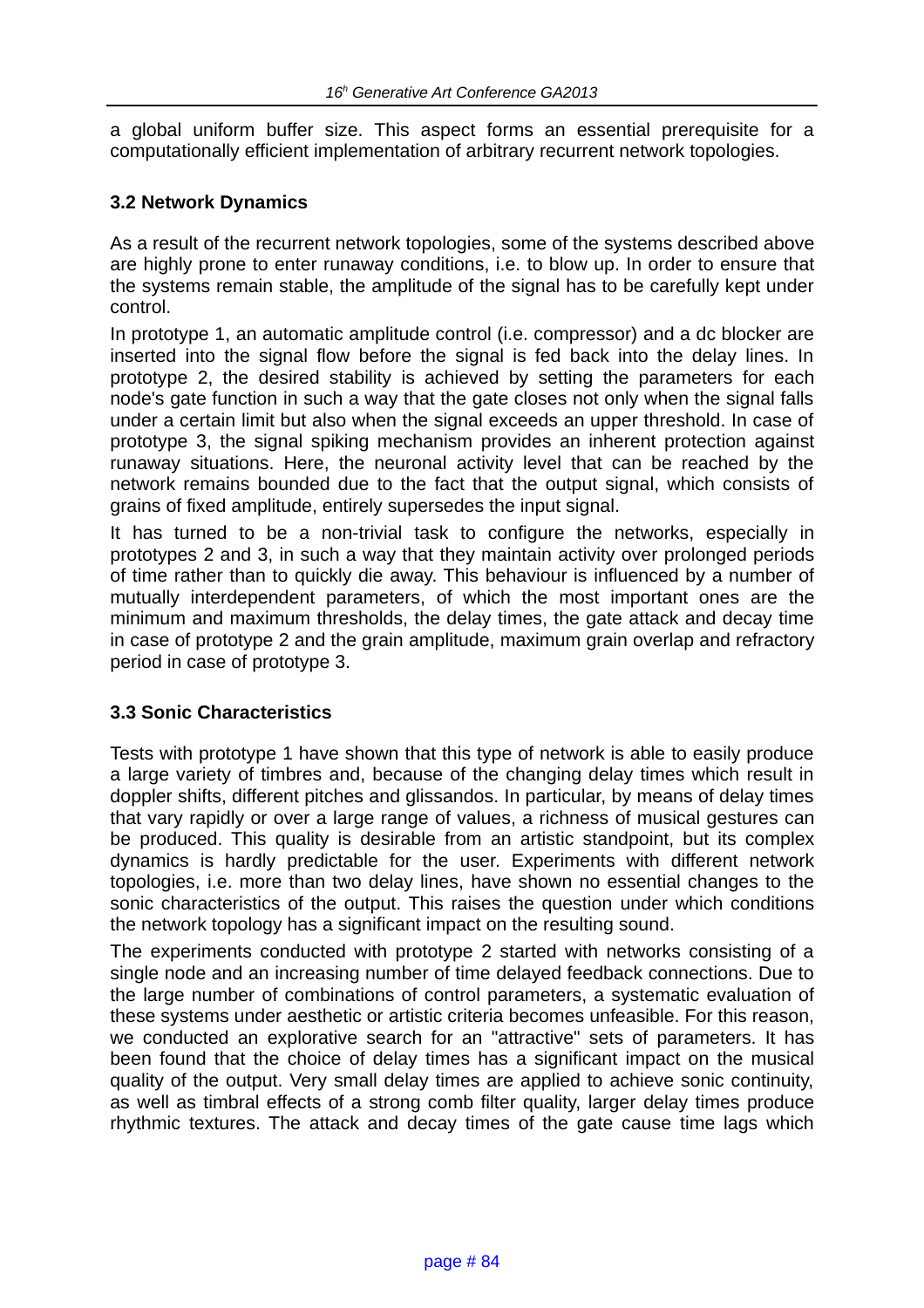a global uniform buffer size. This aspect forms an essential prerequisite for a computationally efficient implementation of arbitrary recurrent network topologies.

### 3.2 Network Dynamics

As a result of the recurrent network topologies, some of the systems described above are highly prone to enter runaway conditions, i.e. to blow up. In order to ensure that the systems remain stable, the amplitude of the signal has to be carefully kept under control.

In prototype 1, an automatic amplitude control (i.e. compressor) and a dc blocker are inserted into the signal flow before the signal is fed back into the delay lines. In prototype 2, the desired stability is achieved by setting the parameters for each node's gate function in such a way that the gate closes not only when the signal falls under a certain limit but also when the signal exceeds an upper threshold. In case of prototype 3, the signal spiking mechanism provides an inherent protection against runaway situations. Here, the neuronal activity level that can be reached by the network remains bounded due to the fact that the output signal, which consists of grains of fixed amplitude, entirely supersedes the input signal.

It has turned to be a non-trivial task to configure the networks, especially in prototypes 2 and 3, in such a way that they maintain activity over prolonged periods of time rather than to quickly die away. This behaviour is influenced by a number of mutually interdependent parameters, of which the most important ones are the minimum and maximum thresholds, the delay times, the gate attack and decay time in case of prototype 2 and the grain amplitude, maximum grain overlap and refractory period in case of prototype 3.

### 3.3 Sonic Characteristics

Tests with prototype 1 have shown that this type of network is able to easily produce a large variety of timbres and, because of the changing delay times which result in doppler shifts, different pitches and glissandos. In particular, by means of delay times that vary rapidly or over a large range of values, a richness of musical gestures can be produced. This quality is desirable from an artistic standpoint, but its complex dynamics is hardly predictable for the user. Experiments with different network topologies, i.e. more than two delay lines, have shown no essential changes to the sonic characteristics of the output. This raises the question under which conditions the network topology has a significant impact on the resulting sound.

The experiments conducted with prototype 2 started with networks consisting of a single node and an increasing number of time delayed feedback connections. Due to the large number of combinations of control parameters, a systematic evaluation of these systems under aesthetic or artistic criteria becomes unfeasible. For this reason, we conducted an explorative search for an "attractive" sets of parameters. It has been found that the choice of delay times has a significant impact on the musical quality of the output. Very small delay times are applied to achieve sonic continuity, as well as timbral effects of a strong comb filter quality, larger delay times produce rhythmic textures. The attack and decay times of the gate cause time lags which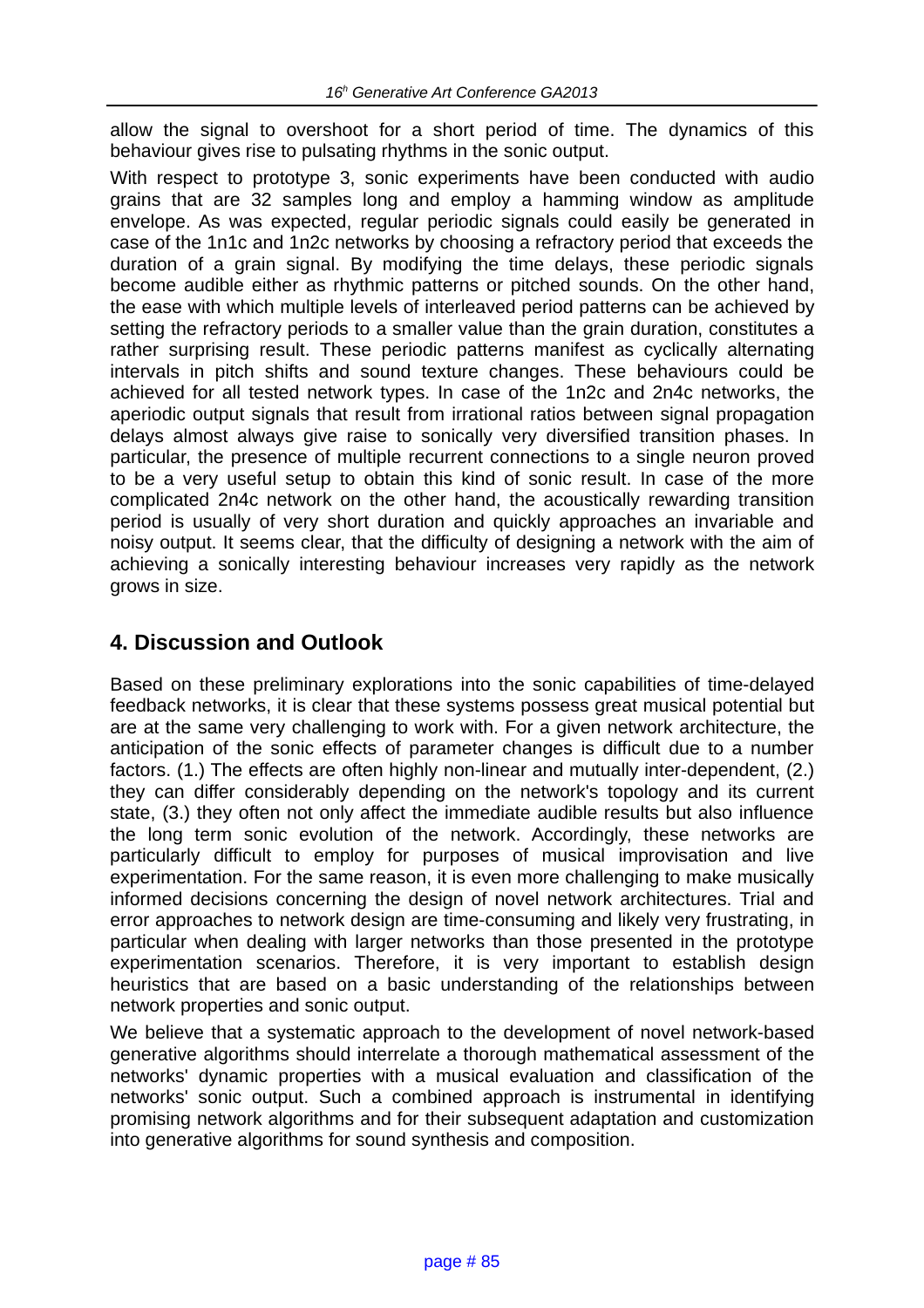allow the signal to overshoot for a short period of time. The dynamics of this behaviour gives rise to pulsating rhythms in the sonic output.

With respect to prototype 3, sonic experiments have been conducted with audio grains that are 32 samples long and employ a hamming window as amplitude envelope. As was expected, regular periodic signals could easily be generated in case of the 1n1c and 1n2c networks by choosing a refractory period that exceeds the duration of a grain signal. By modifying the time delays, these periodic signals become audible either as rhythmic patterns or pitched sounds. On the other hand, the ease with which multiple levels of interleaved period patterns can be achieved by setting the refractory periods to a smaller value than the grain duration, constitutes a rather surprising result. These periodic patterns manifest as cyclically alternating intervals in pitch shifts and sound texture changes. These behaviours could be achieved for all tested network types. In case of the 1n2c and 2n4c networks, the aperiodic output signals that result from irrational ratios between signal propagation delays almost always give raise to sonically very diversified transition phases. In particular, the presence of multiple recurrent connections to a single neuron proved to be a very useful setup to obtain this kind of sonic result. In case of the more complicated 2n4c network on the other hand, the acoustically rewarding transition period is usually of very short duration and quickly approaches an invariable and noisy output. It seems clear, that the difficulty of designing a network with the aim of achieving a sonically interesting behaviour increases very rapidly as the network grows in size.

## 4. Discussion and Outlook

Based on these preliminary explorations into the sonic capabilities of time-delayed feedback networks, it is clear that these systems possess great musical potential but are at the same very challenging to work with. For a given network architecture, the anticipation of the sonic effects of parameter changes is difficult due to a number factors. (1.) The effects are often highly non-linear and mutually inter-dependent, (2.) they can differ considerably depending on the network's topology and its current state, (3.) they often not only affect the immediate audible results but also influence the long term sonic evolution of the network. Accordingly, these networks are particularly difficult to employ for purposes of musical improvisation and live experimentation. For the same reason, it is even more challenging to make musically informed decisions concerning the design of novel network architectures. Trial and error approaches to network design are time-consuming and likely very frustrating, in particular when dealing with larger networks than those presented in the prototype experimentation scenarios. Therefore, it is very important to establish design heuristics that are based on a basic understanding of the relationships between network properties and sonic output.

We believe that a systematic approach to the development of novel network-based generative algorithms should interrelate a thorough mathematical assessment of the networks' dynamic properties with a musical evaluation and classification of the networks' sonic output. Such a combined approach is instrumental in identifying promising network algorithms and for their subsequent adaptation and customization into generative algorithms for sound synthesis and composition.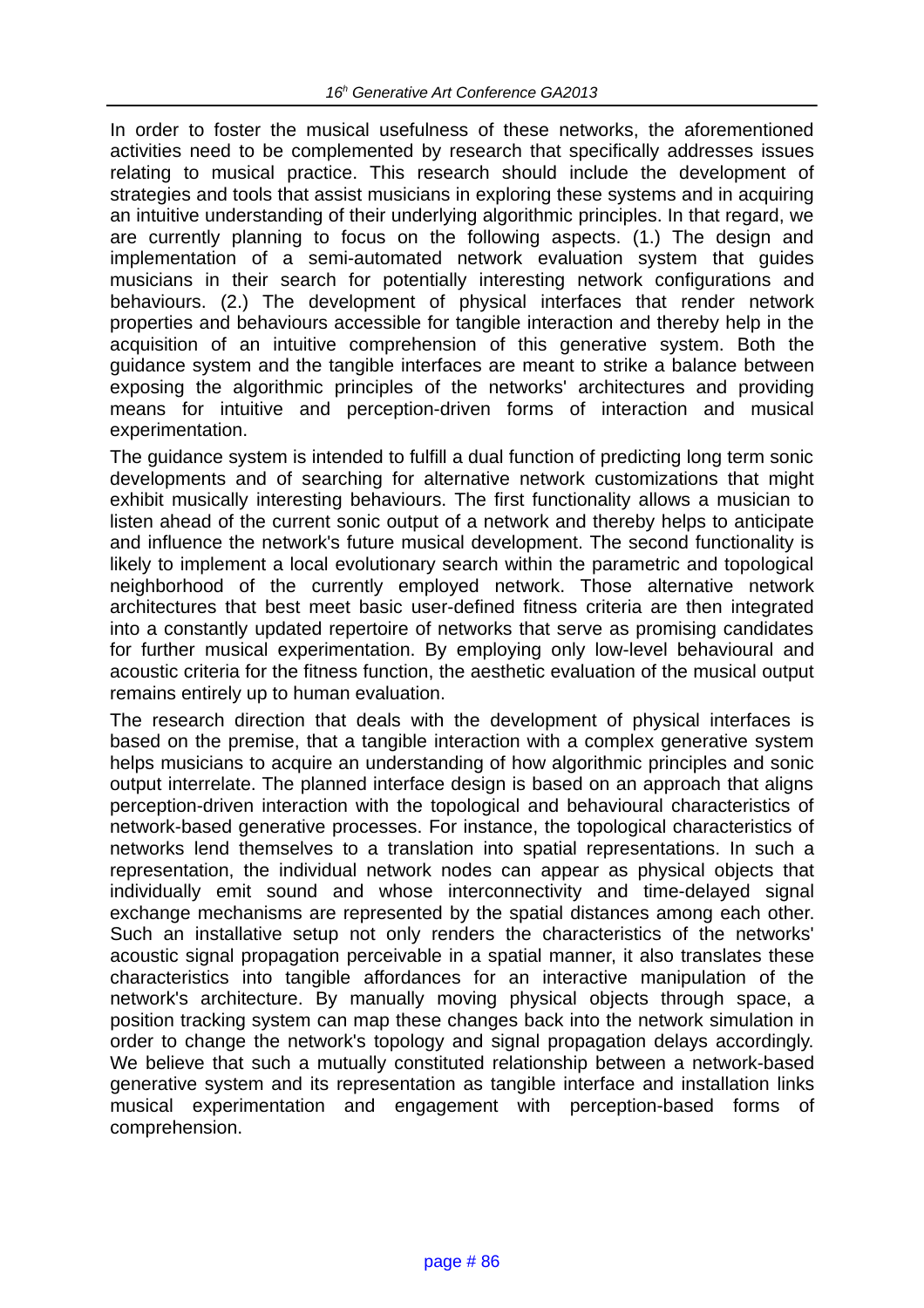In order to foster the musical usefulness of these networks, the aforementioned activities need to be complemented by research that specifically addresses issues relating to musical practice. This research should include the development of strategies and tools that assist musicians in exploring these systems and in acquiring an intuitive understanding of their underlying algorithmic principles. In that regard, we are currently planning to focus on the following aspects. (1.) The design and implementation of a semi-automated network evaluation system that guides musicians in their search for potentially interesting network configurations and behaviours. (2.) The development of physical interfaces that render network properties and behaviours accessible for tangible interaction and thereby help in the acquisition of an intuitive comprehension of this generative system. Both the guidance system and the tangible interfaces are meant to strike a balance between exposing the algorithmic principles of the networks' architectures and providing means for intuitive and perception-driven forms of interaction and musical experimentation.

The guidance system is intended to fulfill a dual function of predicting long term sonic developments and of searching for alternative network customizations that might exhibit musically interesting behaviours. The first functionality allows a musician to listen ahead of the current sonic output of a network and thereby helps to anticipate and influence the network's future musical development. The second functionality is likely to implement a local evolutionary search within the parametric and topological neighborhood of the currently employed network. Those alternative network architectures that best meet basic user-defined fitness criteria are then integrated into a constantly updated repertoire of networks that serve as promising candidates for further musical experimentation. By employing only low-level behavioural and acoustic criteria for the fitness function, the aesthetic evaluation of the musical output remains entirely up to human evaluation.

The research direction that deals with the development of physical interfaces is based on the premise, that a tangible interaction with a complex generative system helps musicians to acquire an understanding of how algorithmic principles and sonic output interrelate. The planned interface design is based on an approach that aligns perception-driven interaction with the topological and behavioural characteristics of network-based generative processes. For instance, the topological characteristics of networks lend themselves to a translation into spatial representations. In such a representation, the individual network nodes can appear as physical objects that individually emit sound and whose interconnectivity and time-delayed signal exchange mechanisms are represented by the spatial distances among each other. Such an installative setup not only renders the characteristics of the networks' acoustic signal propagation perceivable in a spatial manner, it also translates these characteristics into tangible affordances for an interactive manipulation of the network's architecture. By manually moving physical objects through space, a position tracking system can map these changes back into the network simulation in order to change the network's topology and signal propagation delays accordingly. We believe that such a mutually constituted relationship between a network-based generative system and its representation as tangible interface and installation links musical experimentation and engagement with perception-based forms of comprehension.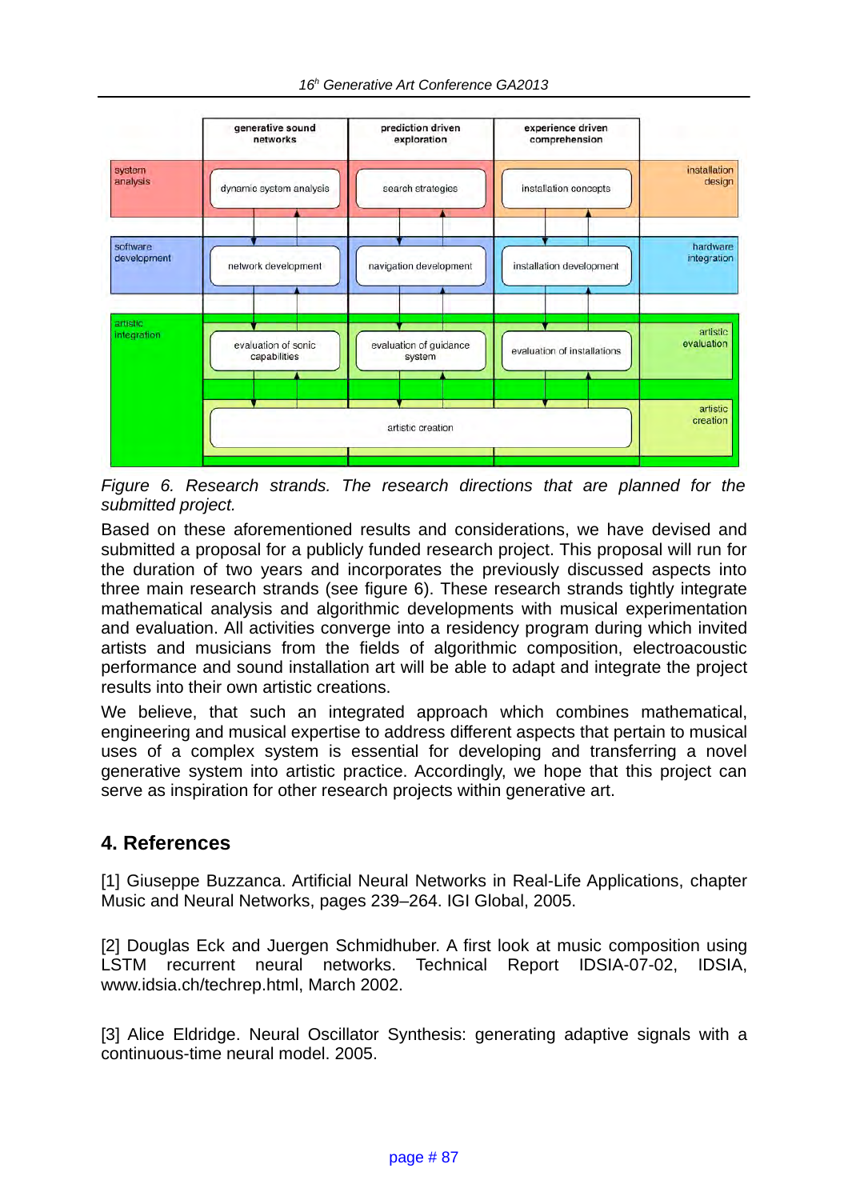*Figure 6. Research strands. The research directions that are planned for the submitted project.*

Based on these aforementioned results and considerations, we have devised and submitted a proposal for a publicly funded research project. This proposal will run for the duration of two years and incorporates the previously discussed aspects into three main research strands (see figure 6). These research strands tightly integrate mathematical analysis and algorithmic developments with musical experimentation and evaluation. All activities converge into a residency program during which invited artists and musicians from the fields of algorithmic composition, electroacoustic performance and sound installation art will be able to adapt and integrate the project results into their own artistic creations.

We believe, that such an integrated approach which combines mathematical, engineering and musical expertise to address different aspects that pertain to musical uses of a complex system is essential for developing and transferring a novel generative system into artistic practice. Accordingly, we hope that this project can serve as inspiration for other research projects within generative art.

## 4. References

[1] Giuseppe Buzzanca. Artificial Neural Networks in Real-Life Applications, chapter Music and Neural Networks, pages 239–264. IGI Global, 2005.

[2] Douglas Eck and Juergen Schmidhuber. A first look at music composition using LSTM recurrent neural networks. Technical Report IDSIA-07-02, IDSIA, www.idsia.ch/techrep.html, March 2002.

[3] Alice Eldridge. Neural Oscillator Synthesis: generating adaptive signals with a continuous-time neural model. 2005.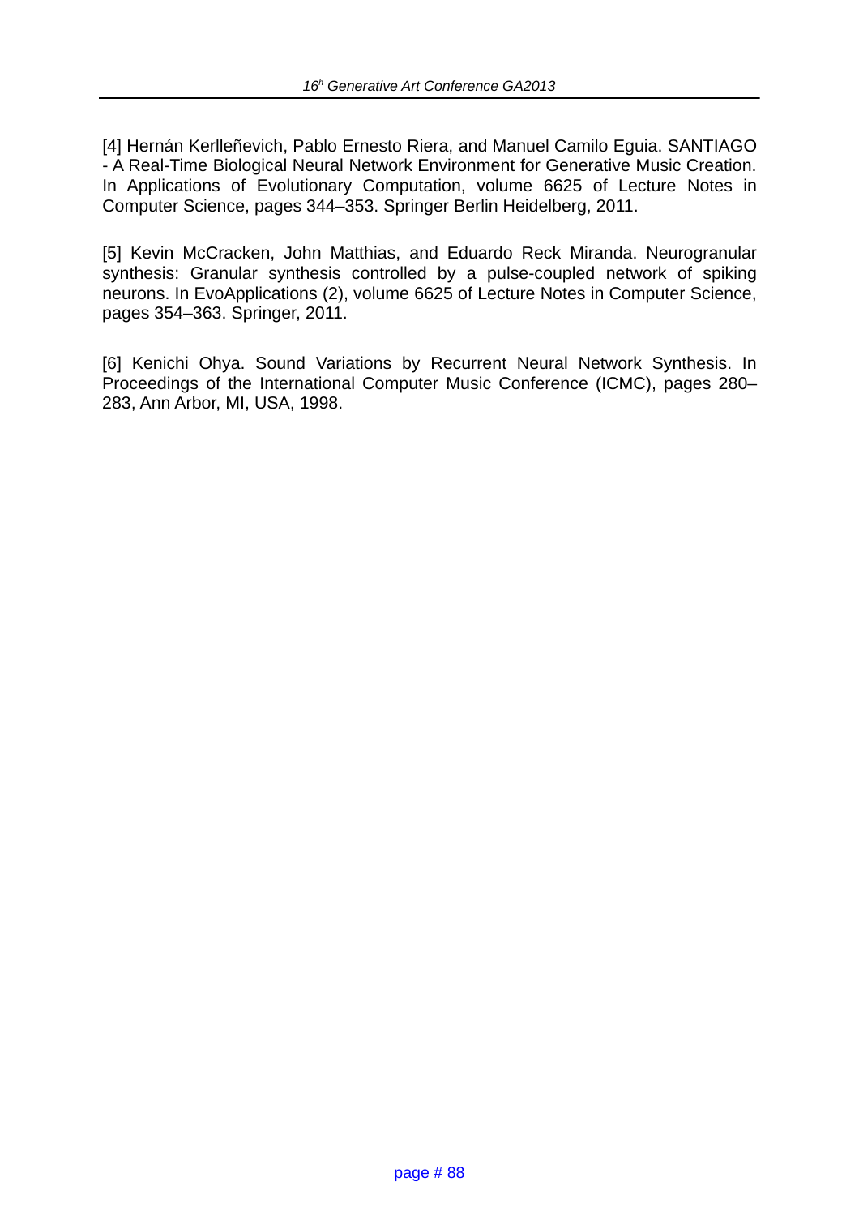[4] Hernán Kerlleñevich, Pablo Ernesto Riera, and Manuel Camilo Eguia. SANTIAGO - A Real-Time Biological Neural Network Environment for Generative Music Creation. In Applications of Evolutionary Computation, volume 6625 of Lecture Notes in Computer Science, pages 344–353. Springer Berlin Heidelberg, 2011.

[5] Kevin McCracken, John Matthias, and Eduardo Reck Miranda. Neurogranular synthesis: Granular synthesis controlled by a pulse-coupled network of spiking neurons. In EvoApplications (2), volume 6625 of Lecture Notes in Computer Science, pages 354–363. Springer, 2011.

[6] Kenichi Ohya. Sound Variations by Recurrent Neural Network Synthesis. In Proceedings of the International Computer Music Conference (ICMC), pages 280–283, Ann Arbor, MI, USA, 1998.